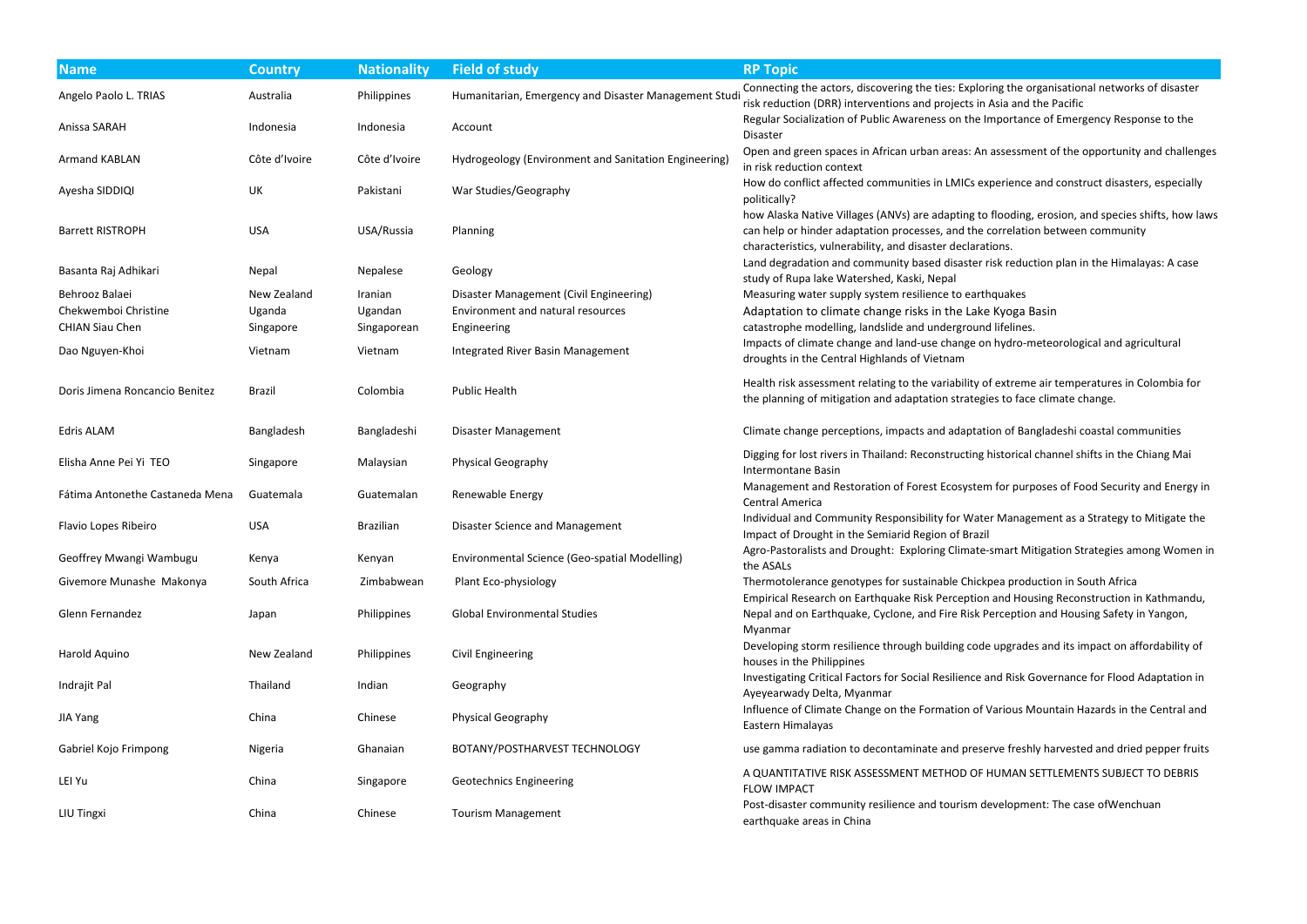| Name | Country | Nationality | Field of study | RP Topic |
|---|---|---|---|---|
| Angelo Paolo L. TRIAS | Australia | Philippines | Humanitarian, Emergency and Disaster Management Studi | Connecting the actors, discovering the ties: Exploring the organisational networks of disaster risk reduction (DRR) interventions and projects in Asia and the Pacific |
| Anissa SARAH | Indonesia | Indonesia | Account | Regular Socialization of Public Awareness on the Importance of Emergency Response to the Disaster |
| Armand KABLAN | Côte d'Ivoire | Côte d'Ivoire | Hydrogeology (Environment and Sanitation Engineering) | Open and green spaces in African urban areas: An assessment of the opportunity and challenges in risk reduction context |
| Ayesha SIDDIQI | UK | Pakistani | War Studies/Geography | How do conflict affected communities in LMICs experience and construct disasters, especially politically? |
| Barrett RISTROPH | USA | USA/Russia | Planning | how Alaska Native Villages (ANVs) are adapting to flooding, erosion, and species shifts, how laws can help or hinder adaptation processes, and the correlation between community characteristics, vulnerability, and disaster declarations. |
| Basanta Raj Adhikari | Nepal | Nepalese | Geology | Land degradation and community based disaster risk reduction plan in the Himalayas: A case study of Rupa lake Watershed, Kaski, Nepal |
| Behrooz Balaei | New Zealand | Iranian | Disaster Management (Civil Engineering) | Measuring water supply system resilience to earthquakes |
| Chekwemboi Christine | Uganda | Ugandan | Environment and natural resources | Adaptation to climate change risks in the Lake Kyoga Basin |
| CHIAN Siau Chen | Singapore | Singaporean | Engineering | catastrophe modelling, landslide and underground lifelines. |
| Dao Nguyen-Khoi | Vietnam | Vietnam | Integrated River Basin Management | Impacts of climate change and land-use change on hydro-meteorological and agricultural droughts in the Central Highlands of Vietnam |
| Doris Jimena Roncancio Benitez | Brazil | Colombia | Public Health | Health risk assessment relating to the variability of extreme air temperatures in Colombia for the planning of mitigation and adaptation strategies to face climate change. |
| Edris ALAM | Bangladesh | Bangladeshi | Disaster Management | Climate change perceptions, impacts and adaptation of Bangladeshi coastal communities |
| Elisha Anne Pei Yi TEO | Singapore | Malaysian | Physical Geography | Digging for lost rivers in Thailand: Reconstructing historical channel shifts in the Chiang Mai Intermontane Basin |
| Fátima Antonethe Castaneda Mena | Guatemala | Guatemalan | Renewable Energy | Management and Restoration of Forest Ecosystem for purposes of Food Security and Energy in Central America |
| Flavio Lopes Ribeiro | USA | Brazilian | Disaster Science and Management | Individual and Community Responsibility for Water Management as a Strategy to Mitigate the Impact of Drought in the Semiarid Region of Brazil |
| Geoffrey Mwangi Wambugu | Kenya | Kenyan | Environmental Science (Geo-spatial Modelling) | Agro-Pastoralists and Drought: Exploring Climate-smart Mitigation Strategies among Women in the ASALs |
| Givemore Munashe Makonya | South Africa | Zimbabwean | Plant Eco-physiology | Thermotolerance genotypes for sustainable Chickpea production in South Africa |
| Glenn Fernandez | Japan | Philippines | Global Environmental Studies | Empirical Research on Earthquake Risk Perception and Housing Reconstruction in Kathmandu, Nepal and on Earthquake, Cyclone, and Fire Risk Perception and Housing Safety in Yangon, Myanmar |
| Harold Aquino | New Zealand | Philippines | Civil Engineering | Developing storm resilience through building code upgrades and its impact on affordability of houses in the Philippines |
| Indrajit Pal | Thailand | Indian | Geography | Investigating Critical Factors for Social Resilience and Risk Governance for Flood Adaptation in Ayeyearwady Delta, Myanmar |
| JIA Yang | China | Chinese | Physical Geography | Influence of Climate Change on the Formation of Various Mountain Hazards in the Central and Eastern Himalayas |
| Gabriel Kojo Frimpong | Nigeria | Ghanaian | BOTANY/POSTHARVEST TECHNOLOGY | use gamma radiation to decontaminate and preserve freshly harvested and dried pepper fruits |
| LEI Yu | China | Singapore | Geotechnics Engineering | A QUANTITATIVE RISK ASSESSMENT METHOD OF HUMAN SETTLEMENTS SUBJECT TO DEBRIS FLOW IMPACT |
| LIU Tingxi | China | Chinese | Tourism Management | Post-disaster community resilience and tourism development: The case ofWenchuan earthquake areas in China |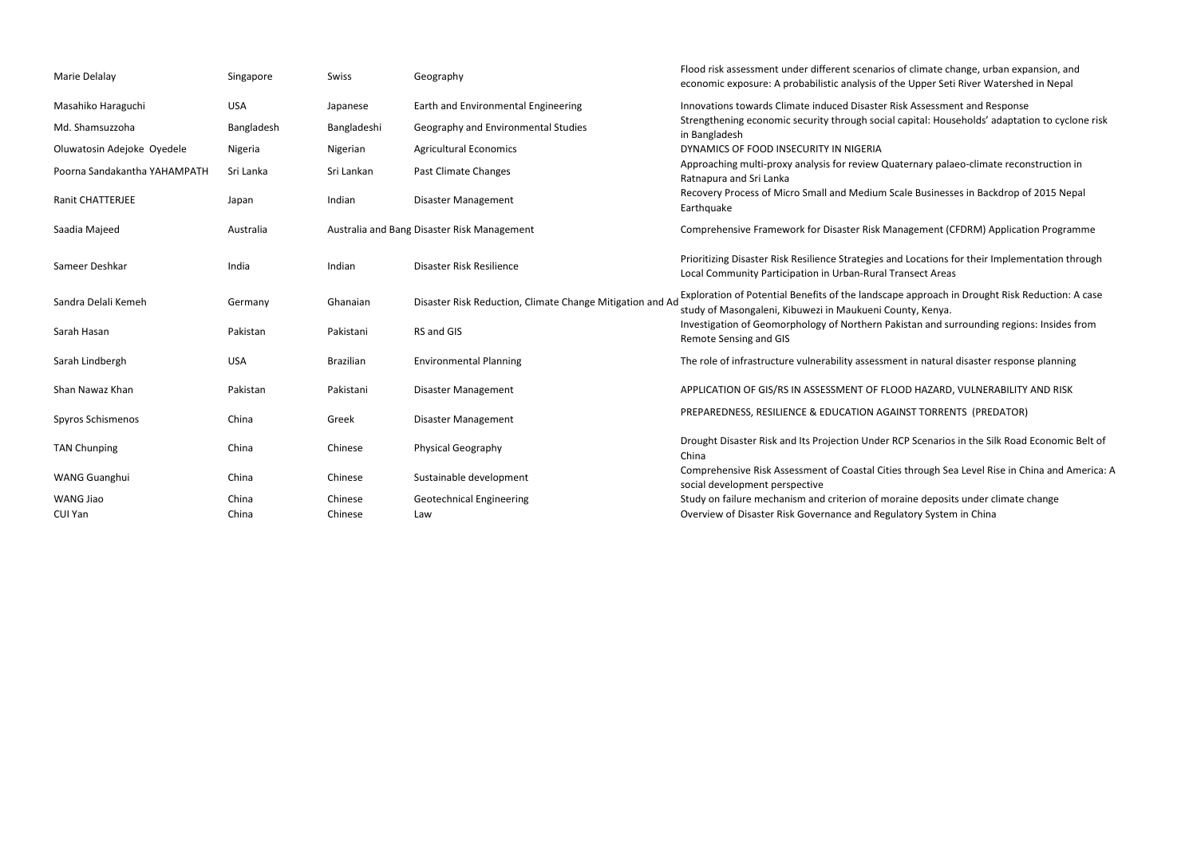| | | | | |
|---|---|---|---|---|
| Marie Delalay | Singapore | Swiss | Geography | Flood risk assessment under different scenarios of climate change, urban expansion, and economic exposure: A probabilistic analysis of the Upper Seti River Watershed in Nepal |
| Masahiko Haraguchi | USA | Japanese | Earth and Environmental Engineering | Innovations towards Climate induced Disaster Risk Assessment and Response |
| Md. Shamsuzzoha | Bangladesh | Bangladeshi | Geography and Environmental Studies | Strengthening economic security through social capital: Households' adaptation to cyclone risk in Bangladesh |
| Oluwatosin Adejoke Oyedele | Nigeria | Nigerian | Agricultural Economics | DYNAMICS OF FOOD INSECURITY IN NIGERIA |
| Poorna Sandakantha YAHAMPATH | Sri Lanka | Sri Lankan | Past Climate Changes | Approaching multi-proxy analysis for review Quaternary palaeo-climate reconstruction in Ratnapura and Sri Lanka |
| Ranit CHATTERJEE | Japan | Indian | Disaster Management | Recovery Process of Micro Small and Medium Scale Businesses in Backdrop of 2015 Nepal Earthquake |
| Saadia Majeed | Australia | Australia and Bang | Disaster Risk Management | Comprehensive Framework for Disaster Risk Management (CFDRM) Application Programme |
| Sameer Deshkar | India | Indian | Disaster Risk Resilience | Prioritizing Disaster Risk Resilience Strategies and Locations for their Implementation through Local Community Participation in Urban-Rural Transect Areas |
| Sandra Delali Kemeh | Germany | Ghanaian | Disaster Risk Reduction, Climate Change Mitigation and Ad | Exploration of Potential Benefits of the landscape approach in Drought Risk Reduction: A case study of Masongaleni, Kibuwezi in Maukueni County, Kenya. |
| Sarah Hasan | Pakistan | Pakistani | RS and GIS | Investigation of Geomorphology of Northern Pakistan and surrounding regions: Insides from Remote Sensing and GIS |
| Sarah Lindbergh | USA | Brazilian | Environmental Planning | The role of infrastructure vulnerability assessment in natural disaster response planning |
| Shan Nawaz Khan | Pakistan | Pakistani | Disaster Management | APPLICATION OF GIS/RS IN ASSESSMENT OF FLOOD HAZARD, VULNERABILITY AND RISK |
| Spyros Schismenos | China | Greek | Disaster Management | PREPAREDNESS, RESILIENCE & EDUCATION AGAINST TORRENTS (PREDATOR) |
| TAN Chunping | China | Chinese | Physical Geography | Drought Disaster Risk and Its Projection Under RCP Scenarios in the Silk Road Economic Belt of China |
| WANG Guanghui | China | Chinese | Sustainable development | Comprehensive Risk Assessment of Coastal Cities through Sea Level Rise in China and America: A social development perspective |
| WANG Jiao | China | Chinese | Geotechnical Engineering | Study on failure mechanism and criterion of moraine deposits under climate change |
| CUI Yan | China | Chinese | Law | Overview of Disaster Risk Governance and Regulatory System in China |